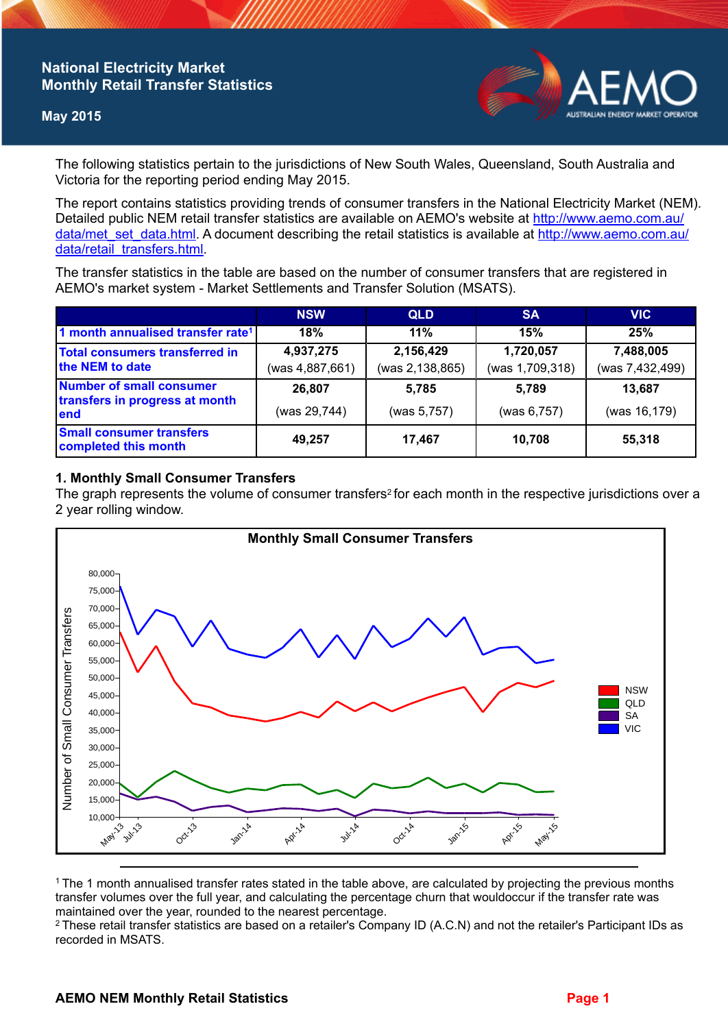# National Electricity Market Monthly Retail Transfer Statistics

**May 2015**

The following statistics pertain to the jurisdictions of New South Wales, Queensland, South Australia and Victoria for the reporting period ending May 2015.

The report contains statistics providing trends of consumer transfers in the National Electricity Market (NEM). Detailed public NEM retail transfer statistics are available on AEMO's website at http://www.aemo.com.au/data/met_set_data.html. A document describing the retail statistics is available at http://www.aemo.com.au/data/retail_transfers.html.

The transfer statistics in the table are based on the number of consumer transfers that are registered in AEMO's market system - Market Settlements and Transfer Solution (MSATS).

| | NSW | QLD | SA | VIC |
|---|---|---|---|---|
| 1 month annualised transfer rate[1] | 18% | 11% | 15% | 25% |
| Total consumers transferred in the NEM to date | 4,937,275 (was 4,887,661) | 2,156,429 (was 2,138,865) | 1,720,057 (was 1,709,318) | 7,488,005 (was 7,432,499) |
| Number of small consumer transfers in progress at month end | 26,807 (was 29,744) | 5,785 (was 5,757) | 5,789 (was 6,757) | 13,687 (was 16,179) |
| Small consumer transfers completed this month | 49,257 | 17,467 | 10,708 | 55,318 |

## 1. Monthly Small Consumer Transfers

The graph represents the volume of consumer transfers[2] for each month in the respective jurisdictions over a 2 year rolling window.

[1] The 1 month annualised transfer rates stated in the table above, are calculated by projecting the previous months transfer volumes over the full year, and calculating the percentage churn that wouldoccur if the transfer rate was maintained over the year, rounded to the nearest percentage.

[2] These retail transfer statistics are based on a retailer's Company ID (A.C.N) and not the retailer's Participant IDs as recorded in MSATS.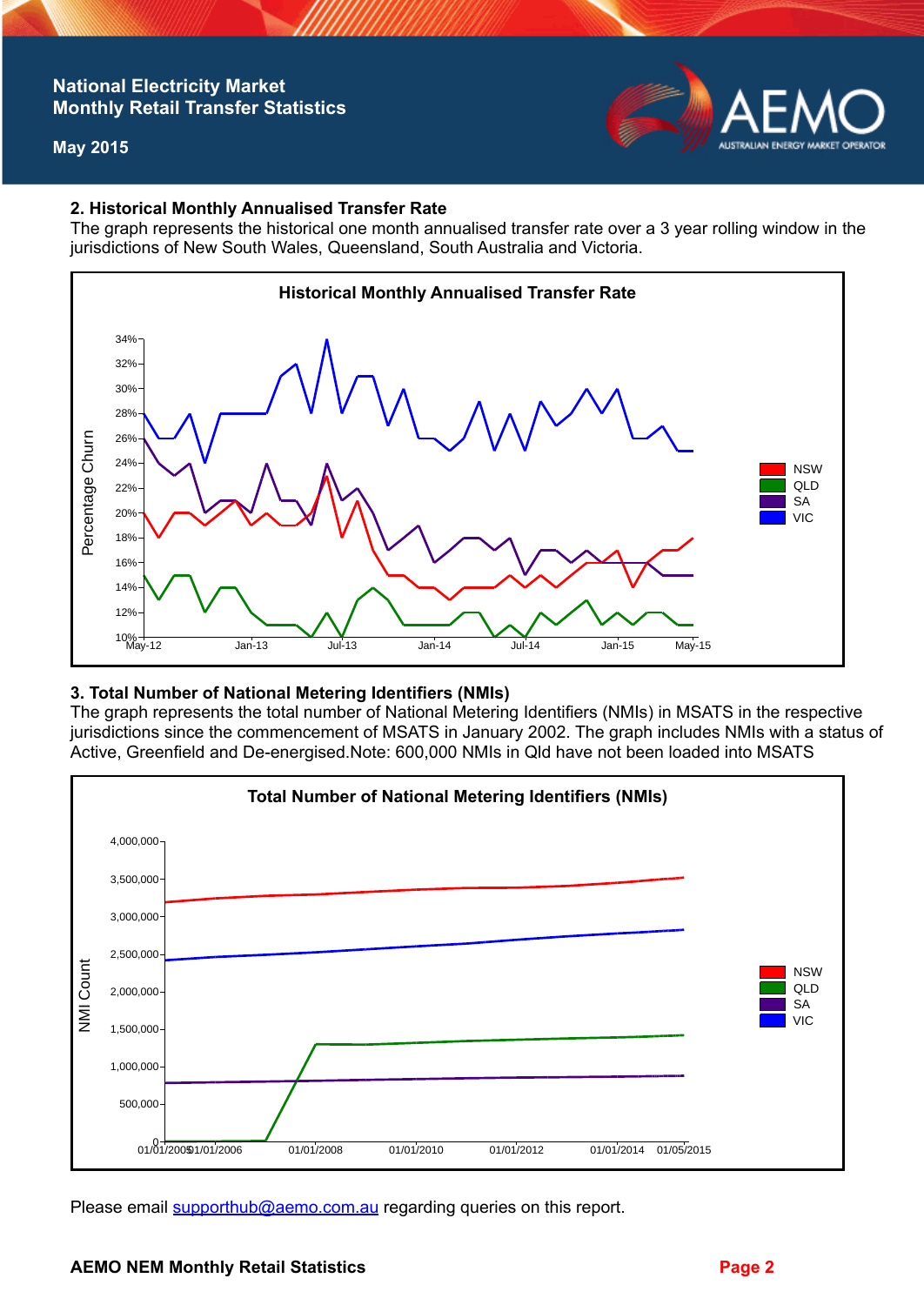National Electricity Market
Monthly Retail Transfer Statistics

May 2015

## 2. Historical Monthly Annualised Transfer Rate

The graph represents the historical one month annualised transfer rate over a 3 year rolling window in the jurisdictions of New South Wales, Queensland, South Australia and Victoria.

Historical Monthly Annualised Transfer Rate

Percentage Churn

34%
32%
30%
28%
26%
24%
22%
20%
18%
16%
14%
12%
10%

May-12
Jan-13
Jul-13
Jan-14
Jul-14
Jan-15
May-15

NSW
QLD
SA
VIC

## 3. Total Number of National Metering Identifiers (NMIs)

The graph represents the total number of National Metering Identifiers (NMIs) in MSATS in the respective jurisdictions since the commencement of MSATS in January 2002. The graph includes NMIs with a status of Active, Greenfield and De-energised.Note: 600,000 NMIs in Qld have not been loaded into MSATS

Total Number of National Metering Identifiers (NMIs)

NMI Count

4,000,000
3,500,000
3,000,000
2,500,000
2,000,000
1,500,000
1,000,000
500,000
0

01/01/2005
01/01/2006
01/01/2008
01/01/2010
01/01/2012
01/01/2014
01/05/2015

NSW
QLD
SA
VIC

Please email supporthub@aemo.com.au regarding queries on this report.